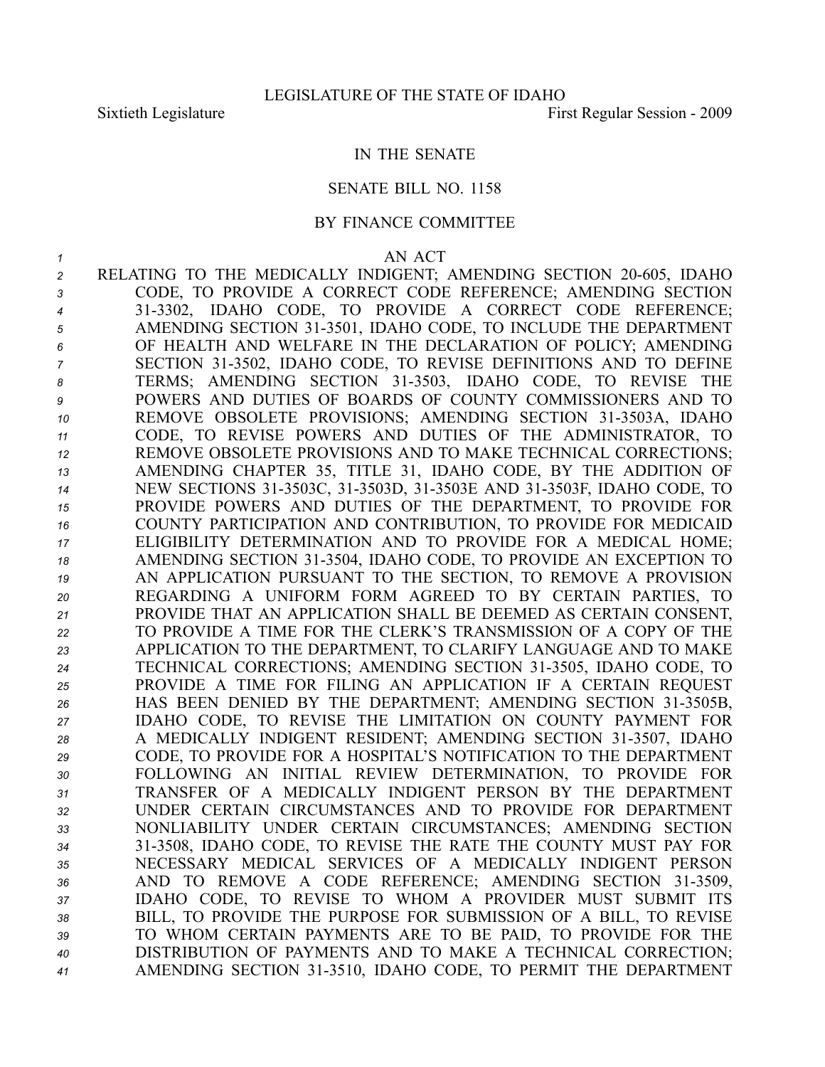LEGISLATURE OF THE STATE OF IDAHO

Sixtieth Legislature First Regular Session - 2009

IN THE SENATE

SENATE BILL NO. 1158

BY FINANCE COMMITTEE

AN ACT

RELATING TO THE MEDICALLY INDIGENT; AMENDING SECTION 20-605, IDAHO CODE, TO PROVIDE A CORRECT CODE REFERENCE; AMENDING SECTION 31-3302, IDAHO CODE, TO PROVIDE A CORRECT CODE REFERENCE; AMENDING SECTION 31-3501, IDAHO CODE, TO INCLUDE THE DEPARTMENT OF HEALTH AND WELFARE IN THE DECLARATION OF POLICY; AMENDING SECTION 31-3502, IDAHO CODE, TO REVISE DEFINITIONS AND TO DEFINE TERMS; AMENDING SECTION 31-3503, IDAHO CODE, TO REVISE THE POWERS AND DUTIES OF BOARDS OF COUNTY COMMISSIONERS AND TO REMOVE OBSOLETE PROVISIONS; AMENDING SECTION 31-3503A, IDAHO CODE, TO REVISE POWERS AND DUTIES OF THE ADMINISTRATOR, TO REMOVE OBSOLETE PROVISIONS AND TO MAKE TECHNICAL CORRECTIONS; AMENDING CHAPTER 35, TITLE 31, IDAHO CODE, BY THE ADDITION OF NEW SECTIONS 31-3503C, 31-3503D, 31-3503E AND 31-3503F, IDAHO CODE, TO PROVIDE POWERS AND DUTIES OF THE DEPARTMENT, TO PROVIDE FOR COUNTY PARTICIPATION AND CONTRIBUTION, TO PROVIDE FOR MEDICAID ELIGIBILITY DETERMINATION AND TO PROVIDE FOR A MEDICAL HOME; AMENDING SECTION 31-3504, IDAHO CODE, TO PROVIDE AN EXCEPTION TO AN APPLICATION PURSUANT TO THE SECTION, TO REMOVE A PROVISION REGARDING A UNIFORM FORM AGREED TO BY CERTAIN PARTIES, TO PROVIDE THAT AN APPLICATION SHALL BE DEEMED AS CERTAIN CONSENT, TO PROVIDE A TIME FOR THE CLERK'S TRANSMISSION OF A COPY OF THE APPLICATION TO THE DEPARTMENT, TO CLARIFY LANGUAGE AND TO MAKE TECHNICAL CORRECTIONS; AMENDING SECTION 31-3505, IDAHO CODE, TO PROVIDE A TIME FOR FILING AN APPLICATION IF A CERTAIN REQUEST HAS BEEN DENIED BY THE DEPARTMENT; AMENDING SECTION 31-3505B, IDAHO CODE, TO REVISE THE LIMITATION ON COUNTY PAYMENT FOR A MEDICALLY INDIGENT RESIDENT; AMENDING SECTION 31-3507, IDAHO CODE, TO PROVIDE FOR A HOSPITAL'S NOTIFICATION TO THE DEPARTMENT FOLLOWING AN INITIAL REVIEW DETERMINATION, TO PROVIDE FOR TRANSFER OF A MEDICALLY INDIGENT PERSON BY THE DEPARTMENT UNDER CERTAIN CIRCUMSTANCES AND TO PROVIDE FOR DEPARTMENT NONLIABILITY UNDER CERTAIN CIRCUMSTANCES; AMENDING SECTION 31-3508, IDAHO CODE, TO REVISE THE RATE THE COUNTY MUST PAY FOR NECESSARY MEDICAL SERVICES OF A MEDICALLY INDIGENT PERSON AND TO REMOVE A CODE REFERENCE; AMENDING SECTION 31-3509, IDAHO CODE, TO REVISE TO WHOM A PROVIDER MUST SUBMIT ITS BILL, TO PROVIDE THE PURPOSE FOR SUBMISSION OF A BILL, TO REVISE TO WHOM CERTAIN PAYMENTS ARE TO BE PAID, TO PROVIDE FOR THE DISTRIBUTION OF PAYMENTS AND TO MAKE A TECHNICAL CORRECTION; AMENDING SECTION 31-3510, IDAHO CODE, TO PERMIT THE DEPARTMENT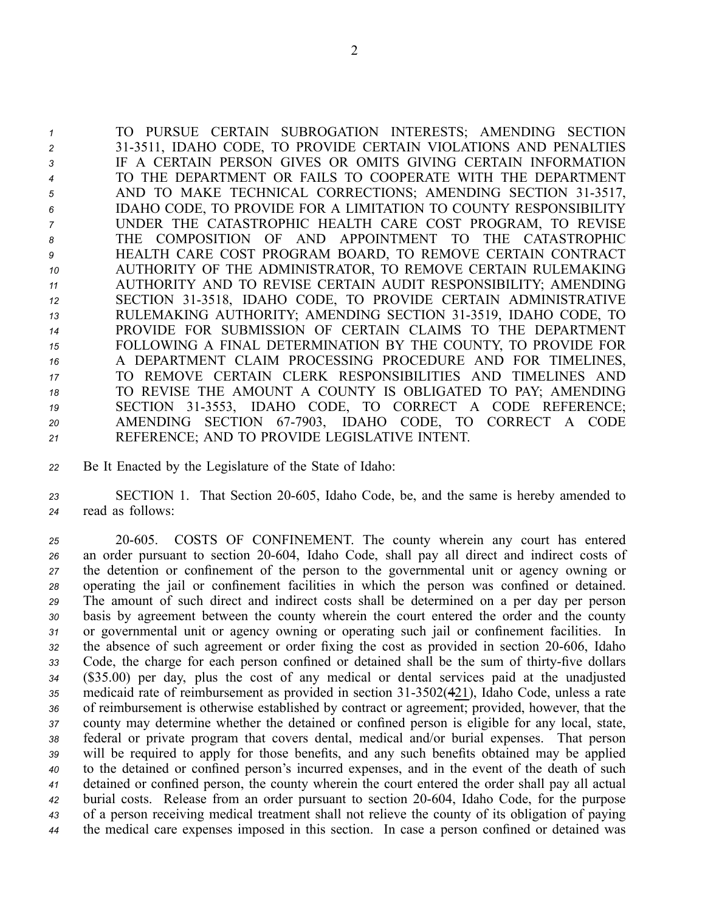TO PURSUE CERTAIN SUBROGATION INTERESTS; AMENDING SECTION 31-3511, IDAHO CODE, TO PROVIDE CERTAIN VIOLATIONS AND PENALTIES IF A CERTAIN PERSON GIVES OR OMITS GIVING CERTAIN INFORMATION TO THE DEPARTMENT OR FAILS TO COOPERATE WITH THE DEPARTMENT AND TO MAKE TECHNICAL CORRECTIONS; AMENDING SECTION 31-3517, IDAHO CODE, TO PROVIDE FOR A LIMITATION TO COUNTY RESPONSIBILITY UNDER THE CATASTROPHIC HEALTH CARE COST PROGRAM, TO REVISE THE COMPOSITION OF AND APPOINTMENT TO THE CATASTROPHIC HEALTH CARE COST PROGRAM BOARD, TO REMOVE CERTAIN CONTRACT AUTHORITY OF THE ADMINISTRATOR, TO REMOVE CERTAIN RULEMAKING AUTHORITY AND TO REVISE CERTAIN AUDIT RESPONSIBILITY; AMENDING SECTION 31-3518, IDAHO CODE, TO PROVIDE CERTAIN ADMINISTRATIVE RULEMAKING AUTHORITY; AMENDING SECTION 31-3519, IDAHO CODE, TO PROVIDE FOR SUBMISSION OF CERTAIN CLAIMS TO THE DEPARTMENT FOLLOWING A FINAL DETERMINATION BY THE COUNTY, TO PROVIDE FOR A DEPARTMENT CLAIM PROCESSING PROCEDURE AND FOR TIMELINES, TO REMOVE CERTAIN CLERK RESPONSIBILITIES AND TIMELINES AND TO REVISE THE AMOUNT A COUNTY IS OBLIGATED TO PAY; AMENDING SECTION 31-3553, IDAHO CODE, TO CORRECT A CODE REFERENCE; AMENDING SECTION 67-7903, IDAHO CODE, TO CORRECT A CODE REFERENCE; AND TO PROVIDE LEGISLATIVE INTENT.

Be It Enacted by the Legislature of the State of Idaho:

SECTION 1. That Section 20-605, Idaho Code, be, and the same is hereby amended to read as follows:

20-605. COSTS OF CONFINEMENT. The county wherein any court has entered an order pursuant to section 20-604, Idaho Code, shall pay all direct and indirect costs of the detention or confinement of the person to the governmental unit or agency owning or operating the jail or confinement facilities in which the person was confined or detained. The amount of such direct and indirect costs shall be determined on a per day per person basis by agreement between the county wherein the court entered the order and the county or governmental unit or agency owning or operating such jail or confinement facilities. In the absence of such agreement or order fixing the cost as provided in section 20-606, Idaho Code, the charge for each person confined or detained shall be the sum of thirty-five dollars ($35.00) per day, plus the cost of any medical or dental services paid at the unadjusted medicaid rate of reimbursement as provided in section 31-3502(~~4~~21), Idaho Code, unless a rate of reimbursement is otherwise established by contract or agreement; provided, however, that the county may determine whether the detained or confined person is eligible for any local, state, federal or private program that covers dental, medical and/or burial expenses. That person will be required to apply for those benefits, and any such benefits obtained may be applied to the detained or confined person's incurred expenses, and in the event of the death of such detained or confined person, the county wherein the court entered the order shall pay all actual burial costs. Release from an order pursuant to section 20-604, Idaho Code, for the purpose of a person receiving medical treatment shall not relieve the county of its obligation of paying the medical care expenses imposed in this section. In case a person confined or detained was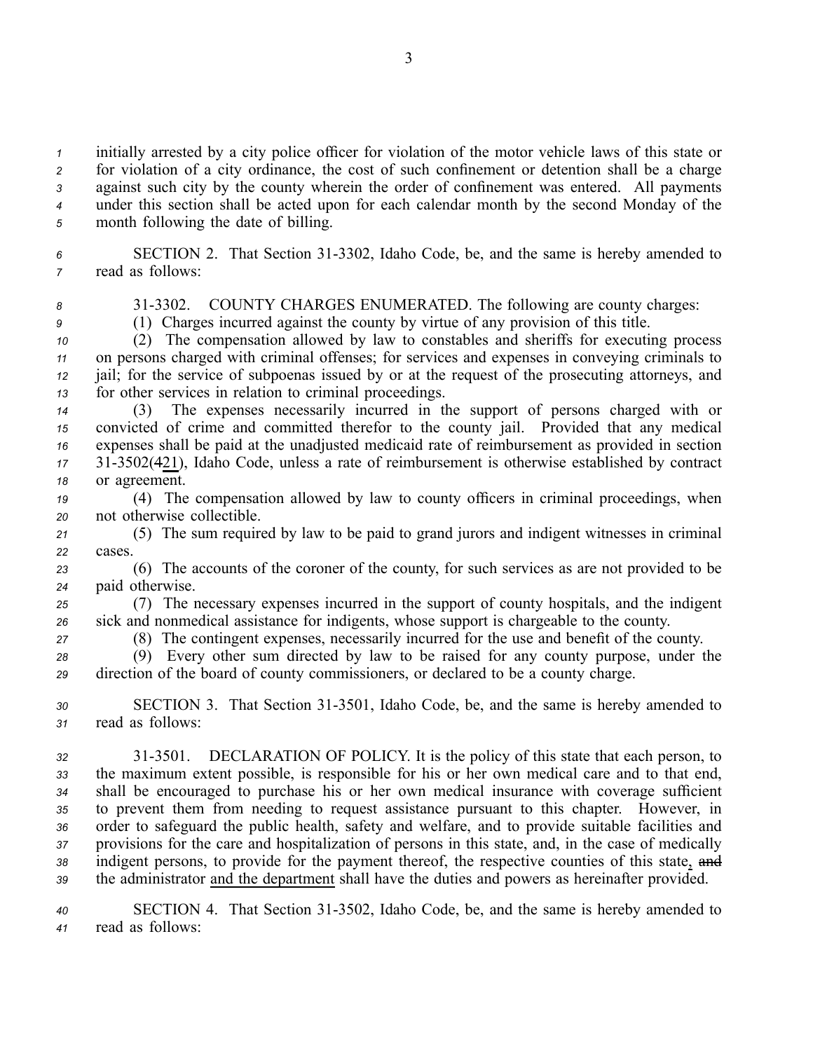initially arrested by a city police officer for violation of the motor vehicle laws of this state or for violation of a city ordinance, the cost of such confinement or detention shall be a charge against such city by the county wherein the order of confinement was entered. All payments under this section shall be acted upon for each calendar month by the second Monday of the month following the date of billing.

SECTION 2. That Section 31-3302, Idaho Code, be, and the same is hereby amended to read as follows:

31-3302. COUNTY CHARGES ENUMERATED. The following are county charges:

(1) Charges incurred against the county by virtue of any provision of this title.

(2) The compensation allowed by law to constables and sheriffs for executing process on persons charged with criminal offenses; for services and expenses in conveying criminals to jail; for the service of subpoenas issued by or at the request of the prosecuting attorneys, and for other services in relation to criminal proceedings.

(3) The expenses necessarily incurred in the support of persons charged with or convicted of crime and committed therefor to the county jail. Provided that any medical expenses shall be paid at the unadjusted medicaid rate of reimbursement as provided in section 31-3502(~~4~~21), Idaho Code, unless a rate of reimbursement is otherwise established by contract or agreement.

(4) The compensation allowed by law to county officers in criminal proceedings, when not otherwise collectible.

(5) The sum required by law to be paid to grand jurors and indigent witnesses in criminal cases.

(6) The accounts of the coroner of the county, for such services as are not provided to be paid otherwise.

(7) The necessary expenses incurred in the support of county hospitals, and the indigent sick and nonmedical assistance for indigents, whose support is chargeable to the county.

(8) The contingent expenses, necessarily incurred for the use and benefit of the county.

(9) Every other sum directed by law to be raised for any county purpose, under the direction of the board of county commissioners, or declared to be a county charge.

SECTION 3. That Section 31-3501, Idaho Code, be, and the same is hereby amended to read as follows:

31-3501. DECLARATION OF POLICY. It is the policy of this state that each person, to the maximum extent possible, is responsible for his or her own medical care and to that end, shall be encouraged to purchase his or her own medical insurance with coverage sufficient to prevent them from needing to request assistance pursuant to this chapter. However, in order to safeguard the public health, safety and welfare, and to provide suitable facilities and provisions for the care and hospitalization of persons in this state, and, in the case of medically indigent persons, to provide for the payment thereof, the respective counties of this state, ~~and~~ the administrator and the department shall have the duties and powers as hereinafter provided.

SECTION 4. That Section 31-3502, Idaho Code, be, and the same is hereby amended to read as follows: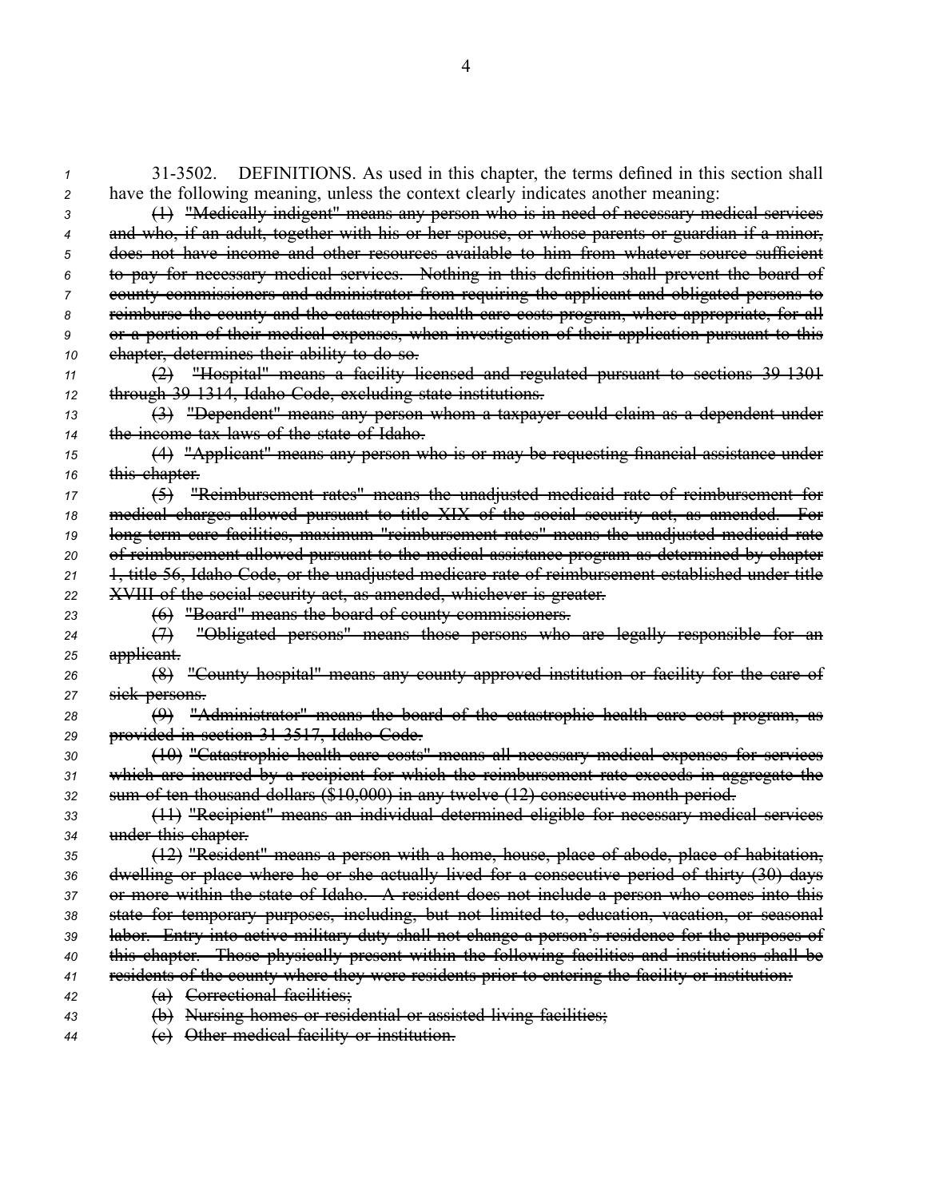31-3502. DEFINITIONS. As used in this chapter, the terms defined in this section shall have the following meaning, unless the context clearly indicates another meaning:

~~(1) "Medically indigent" means any person who is in need of necessary medical services and who, if an adult, together with his or her spouse, or whose parents or guardian if a minor, does not have income and other resources available to him from whatever source sufficient to pay for necessary medical services. Nothing in this definition shall prevent the board of county commissioners and administrator from requiring the applicant and obligated persons to reimburse the county and the catastrophic health care costs program, where appropriate, for all or a portion of their medical expenses, when investigation of their application pursuant to this chapter, determines their ability to do so.~~

~~(2) "Hospital" means a facility licensed and regulated pursuant to sections 39-1301 through 39-1314, Idaho Code, excluding state institutions.~~

~~(3) "Dependent" means any person whom a taxpayer could claim as a dependent under the income tax laws of the state of Idaho.~~

~~(4) "Applicant" means any person who is or may be requesting financial assistance under this chapter.~~

~~(5) "Reimbursement rates" means the unadjusted medicaid rate of reimbursement for medical charges allowed pursuant to title XIX of the social security act, as amended. For long-term care facilities, maximum "reimbursement rates" means the unadjusted medicaid rate of reimbursement allowed pursuant to the medical assistance program as determined by chapter 1, title 56, Idaho Code, or the unadjusted medicare rate of reimbursement established under title XVIII of the social security act, as amended, whichever is greater.~~

~~(6) "Board" means the board of county commissioners.~~

~~(7) "Obligated persons" means those persons who are legally responsible for an applicant.~~

~~(8) "County hospital" means any county approved institution or facility for the care of sick persons.~~

~~(9) "Administrator" means the board of the catastrophic health care cost program, as provided in section 31-3517, Idaho Code.~~

~~(10) "Catastrophic health care costs" means all necessary medical expenses for services which are incurred by a recipient for which the reimbursement rate exceeds in aggregate the sum of ten thousand dollars ($10,000) in any twelve (12) consecutive month period.~~

~~(11) "Recipient" means an individual determined eligible for necessary medical services under this chapter.~~

~~(12) "Resident" means a person with a home, house, place of abode, place of habitation, dwelling or place where he or she actually lived for a consecutive period of thirty (30) days or more within the state of Idaho. A resident does not include a person who comes into this state for temporary purposes, including, but not limited to, education, vacation, or seasonal labor. Entry into active military duty shall not change a person's residence for the purposes of this chapter. Those physically present within the following facilities and institutions shall be residents of the county where they were residents prior to entering the facility or institution:~~

~~(a) Correctional facilities;~~

~~(b) Nursing homes or residential or assisted living facilities;~~

~~(c) Other medical facility or institution.~~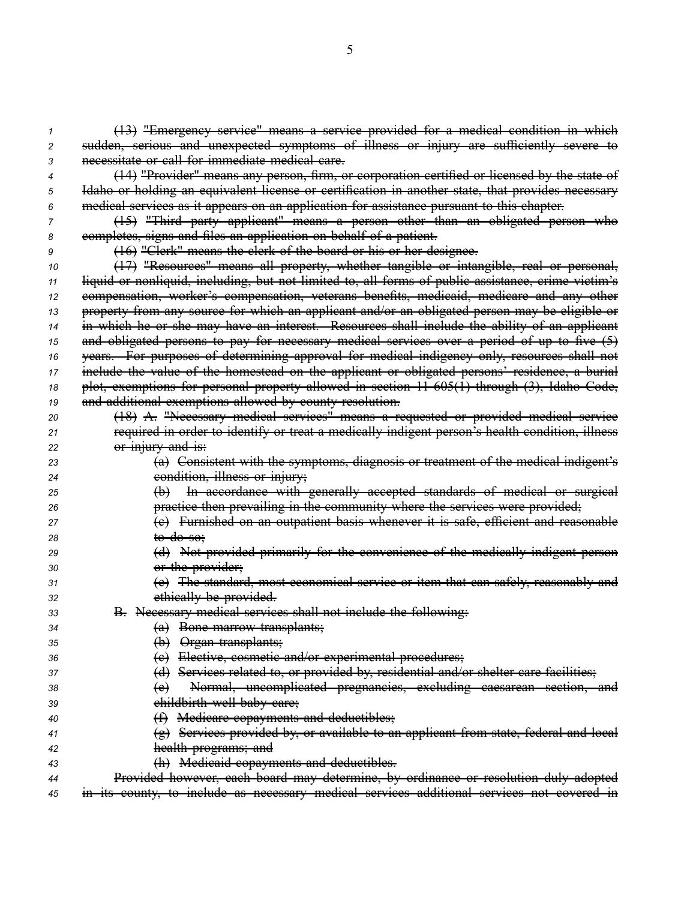~~(13) "Emergency service" means a service provided for a medical condition in which sudden, serious and unexpected symptoms of illness or injury are sufficiently severe to necessitate or call for immediate medical care.~~

~~(14) "Provider" means any person, firm, or corporation certified or licensed by the state of Idaho or holding an equivalent license or certification in another state, that provides necessary medical services as it appears on an application for assistance pursuant to this chapter.~~

~~(15) "Third party applicant" means a person other than an obligated person who completes, signs and files an application on behalf of a patient.~~

~~(16) "Clerk" means the clerk of the board or his or her designee.~~

~~(17) "Resources" means all property, whether tangible or intangible, real or personal, liquid or nonliquid, including, but not limited to, all forms of public assistance, crime victim's compensation, worker's compensation, veterans benefits, medicaid, medicare and any other property from any source for which an applicant and/or an obligated person may be eligible or in which he or she may have an interest. Resources shall include the ability of an applicant and obligated persons to pay for necessary medical services over a period of up to five (5) years. For purposes of determining approval for medical indigency only, resources shall not include the value of the homestead on the applicant or obligated persons' residence, a burial plot, exemptions for personal property allowed in section 11-605(1) through (3), Idaho Code, and additional exemptions allowed by county resolution.~~

~~(18) A. "Necessary medical services" means a requested or provided medical service required in order to identify or treat a medically indigent person's health condition, illness or injury and is:~~

~~(a) Consistent with the symptoms, diagnosis or treatment of the medical indigent's condition, illness or injury;~~

~~(b) In accordance with generally accepted standards of medical or surgical practice then prevailing in the community where the services were provided;~~

~~(c) Furnished on an outpatient basis whenever it is safe, efficient and reasonable to do so;~~

~~(d) Not provided primarily for the convenience of the medically indigent person or the provider;~~

~~(e) The standard, most economical service or item that can safely, reasonably and ethically be provided.~~

~~B. Necessary medical services shall not include the following:~~

~~(a) Bone marrow transplants;~~

~~(b) Organ transplants;~~

~~(c) Elective, cosmetic and/or experimental procedures;~~

~~(d) Services related to, or provided by, residential and/or shelter care facilities;~~

~~(e) Normal, uncomplicated pregnancies, excluding caesarean section, and childbirth well-baby care;~~

~~(f) Medicare copayments and deductibles;~~

~~(g) Services provided by, or available to an applicant from state, federal and local health programs; and~~

~~(h) Medicaid copayments and deductibles.~~

~~Provided however, each board may determine, by ordinance or resolution duly adopted in its county, to include as necessary medical services additional services not covered in~~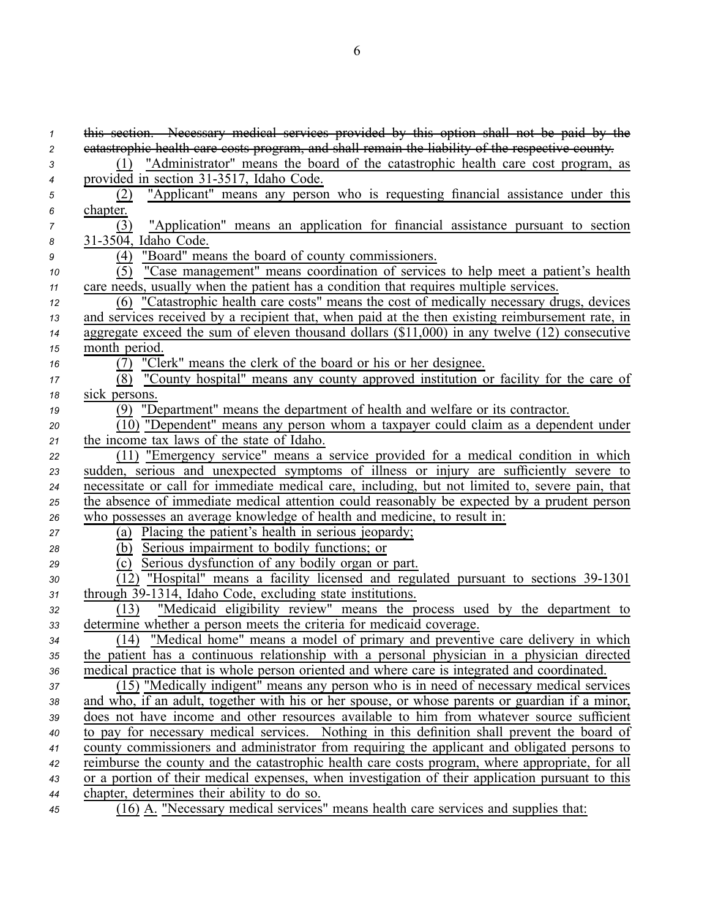~~this section. Necessary medical services provided by this option shall not be paid by the catastrophic health care costs program, and shall remain the liability of the respective county.~~

(1) "Administrator" means the board of the catastrophic health care cost program, as provided in section 31-3517, Idaho Code.

(2) "Applicant" means any person who is requesting financial assistance under this chapter.

(3) "Application" means an application for financial assistance pursuant to section 31-3504, Idaho Code.

(4) "Board" means the board of county commissioners.

(5) "Case management" means coordination of services to help meet a patient's health care needs, usually when the patient has a condition that requires multiple services.

(6) "Catastrophic health care costs" means the cost of medically necessary drugs, devices and services received by a recipient that, when paid at the then existing reimbursement rate, in aggregate exceed the sum of eleven thousand dollars ($11,000) in any twelve (12) consecutive month period.

(7) "Clerk" means the clerk of the board or his or her designee.

(8) "County hospital" means any county approved institution or facility for the care of sick persons.

(9) "Department" means the department of health and welfare or its contractor.

(10) "Dependent" means any person whom a taxpayer could claim as a dependent under the income tax laws of the state of Idaho.

(11) "Emergency service" means a service provided for a medical condition in which sudden, serious and unexpected symptoms of illness or injury are sufficiently severe to necessitate or call for immediate medical care, including, but not limited to, severe pain, that the absence of immediate medical attention could reasonably be expected by a prudent person who possesses an average knowledge of health and medicine, to result in:

(a) Placing the patient's health in serious jeopardy;

(b) Serious impairment to bodily functions; or

(c) Serious dysfunction of any bodily organ or part.

(12) "Hospital" means a facility licensed and regulated pursuant to sections 39-1301 through 39-1314, Idaho Code, excluding state institutions.

(13) "Medicaid eligibility review" means the process used by the department to determine whether a person meets the criteria for medicaid coverage.

(14) "Medical home" means a model of primary and preventive care delivery in which the patient has a continuous relationship with a personal physician in a physician directed medical practice that is whole person oriented and where care is integrated and coordinated.

(15) "Medically indigent" means any person who is in need of necessary medical services and who, if an adult, together with his or her spouse, or whose parents or guardian if a minor, does not have income and other resources available to him from whatever source sufficient to pay for necessary medical services. Nothing in this definition shall prevent the board of county commissioners and administrator from requiring the applicant and obligated persons to reimburse the county and the catastrophic health care costs program, where appropriate, for all or a portion of their medical expenses, when investigation of their application pursuant to this chapter, determines their ability to do so.

(16) A. "Necessary medical services" means health care services and supplies that: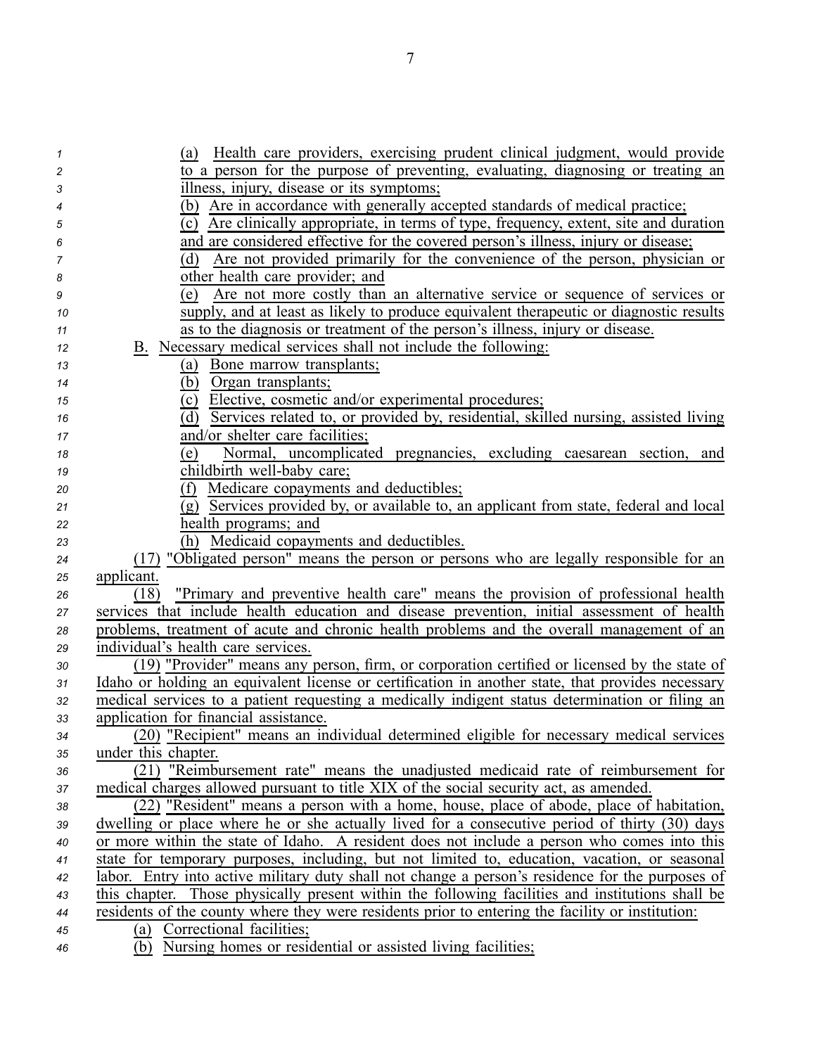(a) Health care providers, exercising prudent clinical judgment, would provide to a person for the purpose of preventing, evaluating, diagnosing or treating an illness, injury, disease or its symptoms;

(b) Are in accordance with generally accepted standards of medical practice;

(c) Are clinically appropriate, in terms of type, frequency, extent, site and duration and are considered effective for the covered person's illness, injury or disease;

(d) Are not provided primarily for the convenience of the person, physician or other health care provider; and

(e) Are not more costly than an alternative service or sequence of services or supply, and at least as likely to produce equivalent therapeutic or diagnostic results as to the diagnosis or treatment of the person's illness, injury or disease.

B. Necessary medical services shall not include the following:

(a) Bone marrow transplants;

(b) Organ transplants;

(c) Elective, cosmetic and/or experimental procedures;

(d) Services related to, or provided by, residential, skilled nursing, assisted living and/or shelter care facilities;

(e) Normal, uncomplicated pregnancies, excluding caesarean section, and childbirth well-baby care;

(f) Medicare copayments and deductibles;

(g) Services provided by, or available to, an applicant from state, federal and local health programs; and

(h) Medicaid copayments and deductibles.

(17) "Obligated person" means the person or persons who are legally responsible for an applicant.

(18) "Primary and preventive health care" means the provision of professional health services that include health education and disease prevention, initial assessment of health problems, treatment of acute and chronic health problems and the overall management of an individual's health care services.

(19) "Provider" means any person, firm, or corporation certified or licensed by the state of Idaho or holding an equivalent license or certification in another state, that provides necessary medical services to a patient requesting a medically indigent status determination or filing an application for financial assistance.

(20) "Recipient" means an individual determined eligible for necessary medical services under this chapter.

(21) "Reimbursement rate" means the unadjusted medicaid rate of reimbursement for medical charges allowed pursuant to title XIX of the social security act, as amended.

(22) "Resident" means a person with a home, house, place of abode, place of habitation, dwelling or place where he or she actually lived for a consecutive period of thirty (30) days or more within the state of Idaho. A resident does not include a person who comes into this state for temporary purposes, including, but not limited to, education, vacation, or seasonal labor. Entry into active military duty shall not change a person's residence for the purposes of this chapter. Those physically present within the following facilities and institutions shall be residents of the county where they were residents prior to entering the facility or institution:

(a) Correctional facilities;

(b) Nursing homes or residential or assisted living facilities;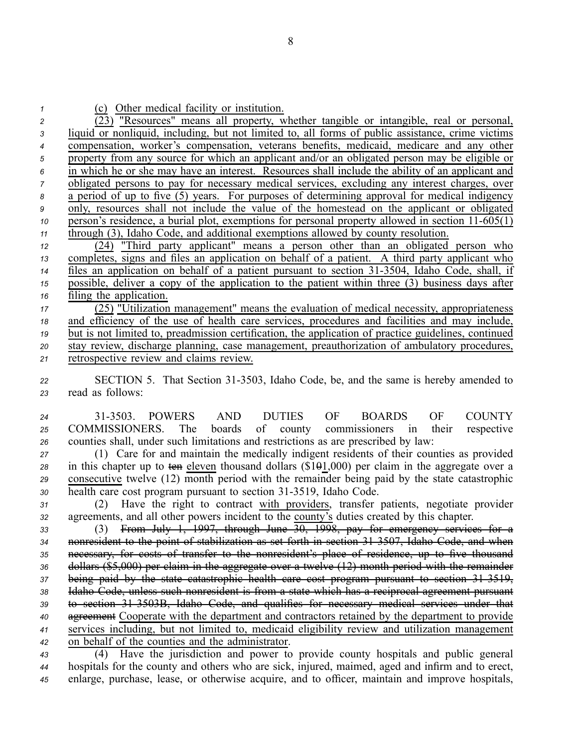(c) Other medical facility or institution.

(23) "Resources" means all property, whether tangible or intangible, real or personal, liquid or nonliquid, including, but not limited to, all forms of public assistance, crime victims compensation, worker's compensation, veterans benefits, medicaid, medicare and any other property from any source for which an applicant and/or an obligated person may be eligible or in which he or she may have an interest. Resources shall include the ability of an applicant and obligated persons to pay for necessary medical services, excluding any interest charges, over a period of up to five (5) years. For purposes of determining approval for medical indigency only, resources shall not include the value of the homestead on the applicant or obligated person's residence, a burial plot, exemptions for personal property allowed in section 11-605(1) through (3), Idaho Code, and additional exemptions allowed by county resolution.

(24) "Third party applicant" means a person other than an obligated person who completes, signs and files an application on behalf of a patient. A third party applicant who files an application on behalf of a patient pursuant to section 31-3504, Idaho Code, shall, if possible, deliver a copy of the application to the patient within three (3) business days after filing the application.

(25) "Utilization management" means the evaluation of medical necessity, appropriateness and efficiency of the use of health care services, procedures and facilities and may include, but is not limited to, preadmission certification, the application of practice guidelines, continued stay review, discharge planning, case management, preauthorization of ambulatory procedures, retrospective review and claims review.

SECTION 5. That Section 31-3503, Idaho Code, be, and the same is hereby amended to read as follows:

31-3503. POWERS AND DUTIES OF BOARDS OF COUNTY COMMISSIONERS. The boards of county commissioners in their respective counties shall, under such limitations and restrictions as are prescribed by law:

(1) Care for and maintain the medically indigent residents of their counties as provided in this chapter up to ~~ten~~ eleven thousand dollars ($1~~0~~1,000) per claim in the aggregate over a consecutive twelve (12) month period with the remainder being paid by the state catastrophic health care cost program pursuant to section 31-3519, Idaho Code.

(2) Have the right to contract with providers, transfer patients, negotiate provider agreements, and all other powers incident to the county's duties created by this chapter.

(3) ~~From July 1, 1997, through June 30, 1998, pay for emergency services for a nonresident to the point of stabilization as set forth in section 31-3507, Idaho Code, and when necessary, for costs of transfer to the nonresident's place of residence, up to five thousand dollars ($5,000) per claim in the aggregate over a twelve (12) month period with the remainder being paid by the state catastrophic health care cost program pursuant to section 31-3519, Idaho Code, unless such nonresident is from a state which has a reciprocal agreement pursuant to section 31-3503B, Idaho Code, and qualifies for necessary medical services under that agreement~~ Cooperate with the department and contractors retained by the department to provide services including, but not limited to, medicaid eligibility review and utilization management on behalf of the counties and the administrator.

(4) Have the jurisdiction and power to provide county hospitals and public general hospitals for the county and others who are sick, injured, maimed, aged and infirm and to erect, enlarge, purchase, lease, or otherwise acquire, and to officer, maintain and improve hospitals,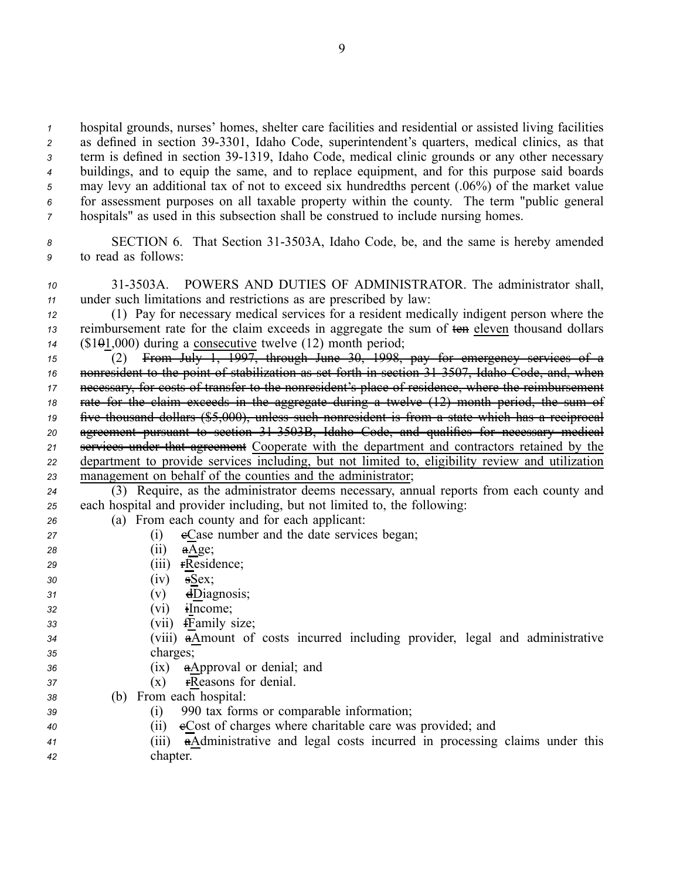hospital grounds, nurses' homes, shelter care facilities and residential or assisted living facilities as defined in section 39-3301, Idaho Code, superintendent's quarters, medical clinics, as that term is defined in section 39-1319, Idaho Code, medical clinic grounds or any other necessary buildings, and to equip the same, and to replace equipment, and for this purpose said boards may levy an additional tax of not to exceed six hundredths percent (.06%) of the market value for assessment purposes on all taxable property within the county. The term "public general hospitals" as used in this subsection shall be construed to include nursing homes.

SECTION 6. That Section 31-3503A, Idaho Code, be, and the same is hereby amended to read as follows:

31-3503A. POWERS AND DUTIES OF ADMINISTRATOR. The administrator shall, under such limitations and restrictions as are prescribed by law:

(1) Pay for necessary medical services for a resident medically indigent person where the reimbursement rate for the claim exceeds in aggregate the sum of ~~ten~~ eleven thousand dollars ($1~~0~~1,000) during a consecutive twelve (12) month period;

(2) ~~From July 1, 1997, through June 30, 1998, pay for emergency services of a nonresident to the point of stabilization as set forth in section 31-3507, Idaho Code, and, when necessary, for costs of transfer to the nonresident's place of residence, where the reimbursement rate for the claim exceeds in the aggregate during a twelve (12) month period, the sum of five thousand dollars ($5,000), unless such nonresident is from a state which has a reciprocal agreement pursuant to section 31-3503B, Idaho Code, and qualifies for necessary medical services under that agreement~~ Cooperate with the department and contractors retained by the department to provide services including, but not limited to, eligibility review and utilization management on behalf of the counties and the administrator;

(3) Require, as the administrator deems necessary, annual reports from each county and each hospital and provider including, but not limited to, the following:

(a) From each county and for each applicant:

(i) ~~c~~Case number and the date services began;

(ii) ~~a~~Age;

(iii) ~~r~~Residence;

(iv) ~~s~~Sex;

(v) ~~d~~Diagnosis;

(vi) ~~i~~Income;

(vii) ~~f~~Family size;

(viii) ~~a~~Amount of costs incurred including provider, legal and administrative charges;

(ix) ~~a~~Approval or denial; and

(x) ~~r~~Reasons for denial.

(b) From each hospital:

(i) 990 tax forms or comparable information;

(ii) ~~c~~Cost of charges where charitable care was provided; and

(iii) ~~a~~Administrative and legal costs incurred in processing claims under this chapter.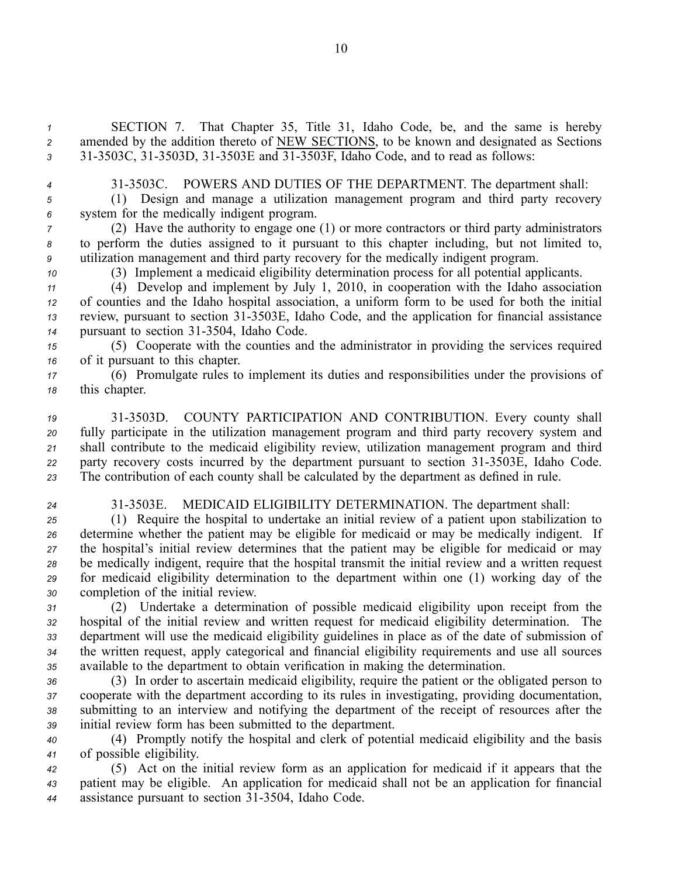SECTION 7. That Chapter 35, Title 31, Idaho Code, be, and the same is hereby amended by the addition thereto of NEW SECTIONS, to be known and designated as Sections 31-3503C, 31-3503D, 31-3503E and 31-3503F, Idaho Code, and to read as follows:

31-3503C. POWERS AND DUTIES OF THE DEPARTMENT. The department shall:

(1) Design and manage a utilization management program and third party recovery system for the medically indigent program.

(2) Have the authority to engage one (1) or more contractors or third party administrators to perform the duties assigned to it pursuant to this chapter including, but not limited to, utilization management and third party recovery for the medically indigent program.

(3) Implement a medicaid eligibility determination process for all potential applicants.

(4) Develop and implement by July 1, 2010, in cooperation with the Idaho association of counties and the Idaho hospital association, a uniform form to be used for both the initial review, pursuant to section 31-3503E, Idaho Code, and the application for financial assistance pursuant to section 31-3504, Idaho Code.

(5) Cooperate with the counties and the administrator in providing the services required of it pursuant to this chapter.

(6) Promulgate rules to implement its duties and responsibilities under the provisions of this chapter.

31-3503D. COUNTY PARTICIPATION AND CONTRIBUTION. Every county shall fully participate in the utilization management program and third party recovery system and shall contribute to the medicaid eligibility review, utilization management program and third party recovery costs incurred by the department pursuant to section 31-3503E, Idaho Code. The contribution of each county shall be calculated by the department as defined in rule.

31-3503E. MEDICAID ELIGIBILITY DETERMINATION. The department shall:

(1) Require the hospital to undertake an initial review of a patient upon stabilization to determine whether the patient may be eligible for medicaid or may be medically indigent. If the hospital's initial review determines that the patient may be eligible for medicaid or may be medically indigent, require that the hospital transmit the initial review and a written request for medicaid eligibility determination to the department within one (1) working day of the completion of the initial review.

(2) Undertake a determination of possible medicaid eligibility upon receipt from the hospital of the initial review and written request for medicaid eligibility determination. The department will use the medicaid eligibility guidelines in place as of the date of submission of the written request, apply categorical and financial eligibility requirements and use all sources available to the department to obtain verification in making the determination.

(3) In order to ascertain medicaid eligibility, require the patient or the obligated person to cooperate with the department according to its rules in investigating, providing documentation, submitting to an interview and notifying the department of the receipt of resources after the initial review form has been submitted to the department.

(4) Promptly notify the hospital and clerk of potential medicaid eligibility and the basis of possible eligibility.

(5) Act on the initial review form as an application for medicaid if it appears that the patient may be eligible. An application for medicaid shall not be an application for financial assistance pursuant to section 31-3504, Idaho Code.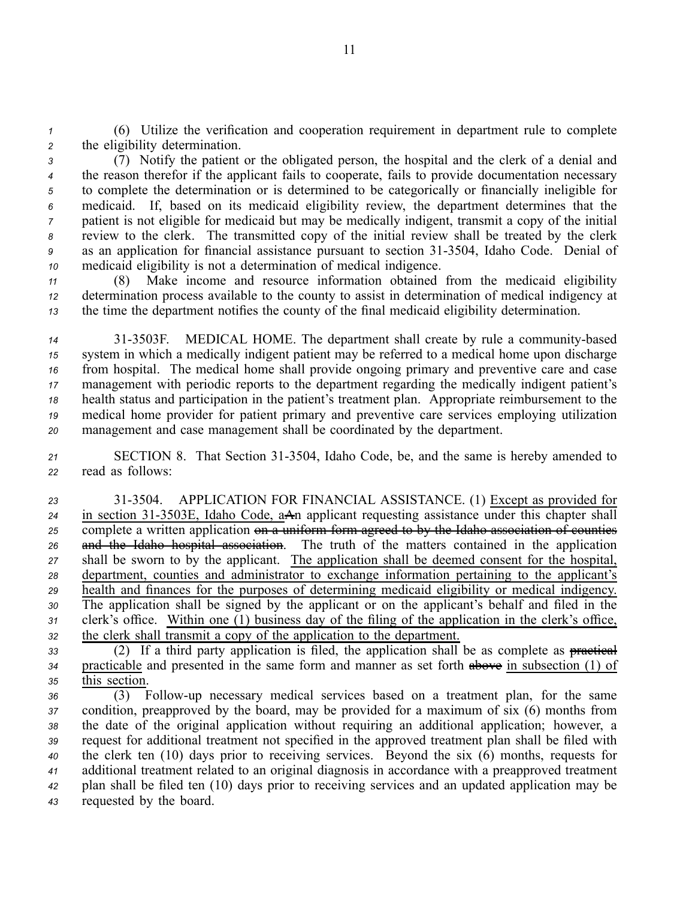(6) Utilize the verification and cooperation requirement in department rule to complete the eligibility determination.

(7) Notify the patient or the obligated person, the hospital and the clerk of a denial and the reason therefor if the applicant fails to cooperate, fails to provide documentation necessary to complete the determination or is determined to be categorically or financially ineligible for medicaid. If, based on its medicaid eligibility review, the department determines that the patient is not eligible for medicaid but may be medically indigent, transmit a copy of the initial review to the clerk. The transmitted copy of the initial review shall be treated by the clerk as an application for financial assistance pursuant to section 31-3504, Idaho Code. Denial of medicaid eligibility is not a determination of medical indigence.

(8) Make income and resource information obtained from the medicaid eligibility determination process available to the county to assist in determination of medical indigency at the time the department notifies the county of the final medicaid eligibility determination.

31-3503F. MEDICAL HOME. The department shall create by rule a community-based system in which a medically indigent patient may be referred to a medical home upon discharge from hospital. The medical home shall provide ongoing primary and preventive care and case management with periodic reports to the department regarding the medically indigent patient's health status and participation in the patient's treatment plan. Appropriate reimbursement to the medical home provider for patient primary and preventive care services employing utilization management and case management shall be coordinated by the department.

SECTION 8. That Section 31-3504, Idaho Code, be, and the same is hereby amended to read as follows:

31-3504. APPLICATION FOR FINANCIAL ASSISTANCE. (1) Except as provided for in section 31-3503E, Idaho Code, aAn applicant requesting assistance under this chapter shall complete a written application ~~on a uniform form agreed to by the Idaho association of counties and the Idaho hospital association~~. The truth of the matters contained in the application shall be sworn to by the applicant. The application shall be deemed consent for the hospital, department, counties and administrator to exchange information pertaining to the applicant's health and finances for the purposes of determining medicaid eligibility or medical indigency. The application shall be signed by the applicant or on the applicant's behalf and filed in the clerk's office. Within one (1) business day of the filing of the application in the clerk's office, the clerk shall transmit a copy of the application to the department.

(2) If a third party application is filed, the application shall be as complete as ~~practical~~ practicable and presented in the same form and manner as set forth ~~above~~ in subsection (1) of this section.

(3) Follow-up necessary medical services based on a treatment plan, for the same condition, preapproved by the board, may be provided for a maximum of six (6) months from the date of the original application without requiring an additional application; however, a request for additional treatment not specified in the approved treatment plan shall be filed with the clerk ten (10) days prior to receiving services. Beyond the six (6) months, requests for additional treatment related to an original diagnosis in accordance with a preapproved treatment plan shall be filed ten (10) days prior to receiving services and an updated application may be requested by the board.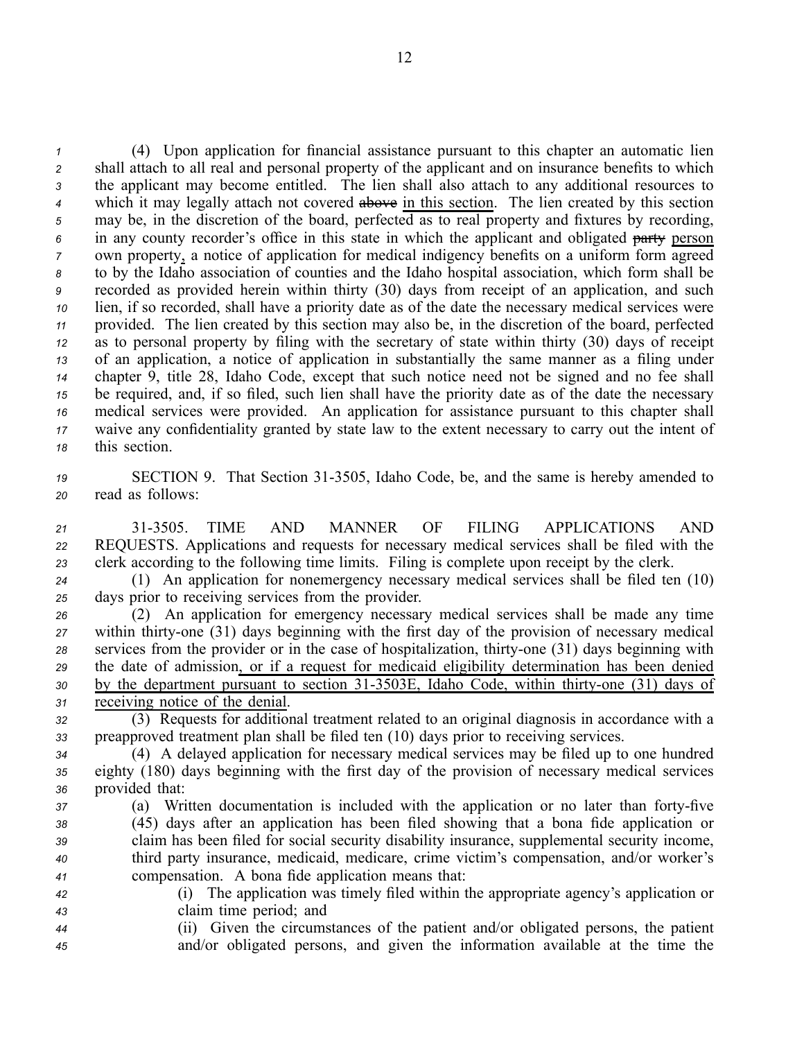(4) Upon application for financial assistance pursuant to this chapter an automatic lien shall attach to all real and personal property of the applicant and on insurance benefits to which the applicant may become entitled. The lien shall also attach to any additional resources to which it may legally attach not covered ~~above~~ in this section. The lien created by this section may be, in the discretion of the board, perfected as to real property and fixtures by recording, in any county recorder's office in this state in which the applicant and obligated ~~party~~ person own property, a notice of application for medical indigency benefits on a uniform form agreed to by the Idaho association of counties and the Idaho hospital association, which form shall be recorded as provided herein within thirty (30) days from receipt of an application, and such lien, if so recorded, shall have a priority date as of the date the necessary medical services were provided. The lien created by this section may also be, in the discretion of the board, perfected as to personal property by filing with the secretary of state within thirty (30) days of receipt of an application, a notice of application in substantially the same manner as a filing under chapter 9, title 28, Idaho Code, except that such notice need not be signed and no fee shall be required, and, if so filed, such lien shall have the priority date as of the date the necessary medical services were provided. An application for assistance pursuant to this chapter shall waive any confidentiality granted by state law to the extent necessary to carry out the intent of this section.

SECTION 9. That Section 31-3505, Idaho Code, be, and the same is hereby amended to read as follows:

31-3505. TIME AND MANNER OF FILING APPLICATIONS AND REQUESTS. Applications and requests for necessary medical services shall be filed with the clerk according to the following time limits. Filing is complete upon receipt by the clerk.

(1) An application for nonemergency necessary medical services shall be filed ten (10) days prior to receiving services from the provider.

(2) An application for emergency necessary medical services shall be made any time within thirty-one (31) days beginning with the first day of the provision of necessary medical services from the provider or in the case of hospitalization, thirty-one (31) days beginning with the date of admission, or if a request for medicaid eligibility determination has been denied by the department pursuant to section 31-3503E, Idaho Code, within thirty-one (31) days of receiving notice of the denial.

(3) Requests for additional treatment related to an original diagnosis in accordance with a preapproved treatment plan shall be filed ten (10) days prior to receiving services.

(4) A delayed application for necessary medical services may be filed up to one hundred eighty (180) days beginning with the first day of the provision of necessary medical services provided that:

(a) Written documentation is included with the application or no later than forty-five (45) days after an application has been filed showing that a bona fide application or claim has been filed for social security disability insurance, supplemental security income, third party insurance, medicaid, medicare, crime victim's compensation, and/or worker's compensation. A bona fide application means that:

(i) The application was timely filed within the appropriate agency's application or claim time period; and

(ii) Given the circumstances of the patient and/or obligated persons, the patient and/or obligated persons, and given the information available at the time the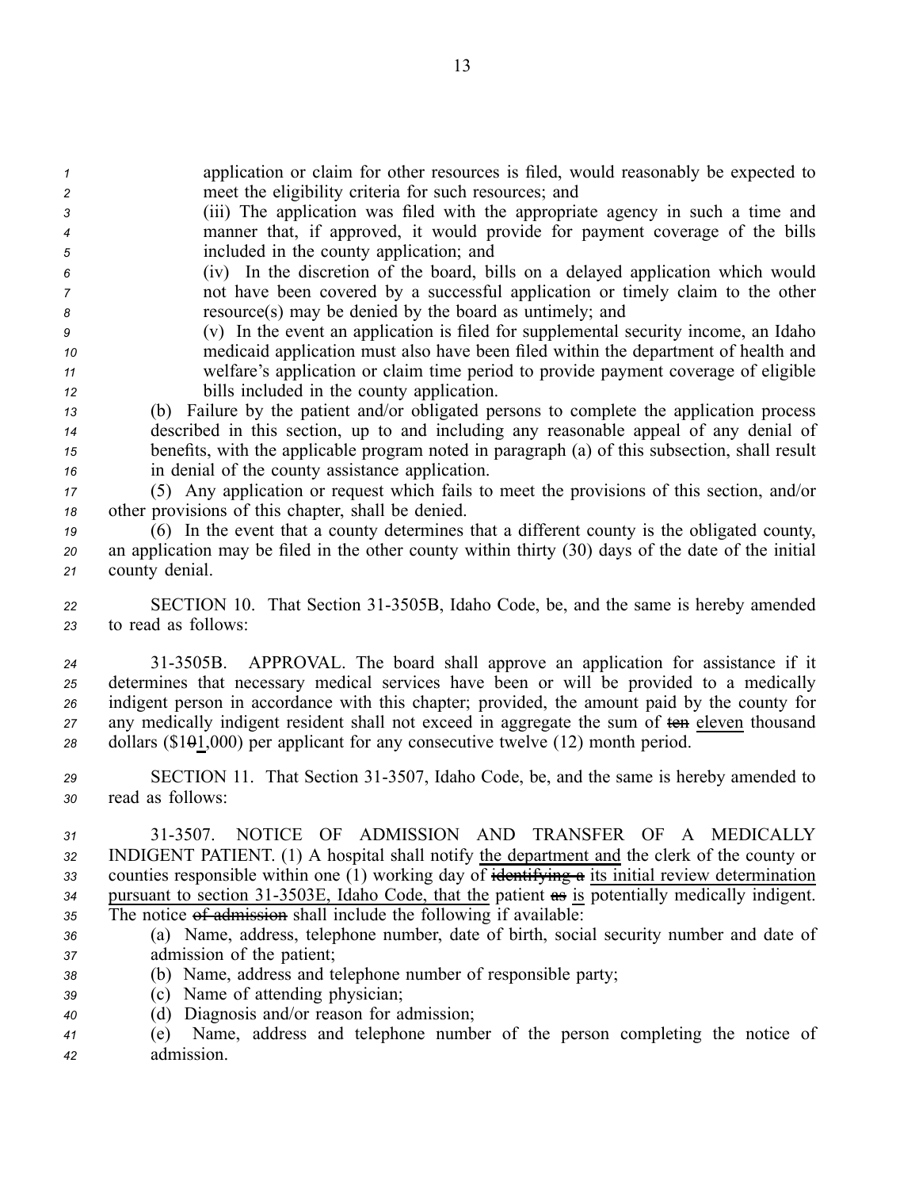application or claim for other resources is filed, would reasonably be expected to meet the eligibility criteria for such resources; and

(iii) The application was filed with the appropriate agency in such a time and manner that, if approved, it would provide for payment coverage of the bills included in the county application; and

(iv) In the discretion of the board, bills on a delayed application which would not have been covered by a successful application or timely claim to the other resource(s) may be denied by the board as untimely; and

(v) In the event an application is filed for supplemental security income, an Idaho medicaid application must also have been filed within the department of health and welfare's application or claim time period to provide payment coverage of eligible bills included in the county application.

(b) Failure by the patient and/or obligated persons to complete the application process described in this section, up to and including any reasonable appeal of any denial of benefits, with the applicable program noted in paragraph (a) of this subsection, shall result in denial of the county assistance application.

(5) Any application or request which fails to meet the provisions of this section, and/or other provisions of this chapter, shall be denied.

(6) In the event that a county determines that a different county is the obligated county, an application may be filed in the other county within thirty (30) days of the date of the initial county denial.

SECTION 10. That Section 31-3505B, Idaho Code, be, and the same is hereby amended to read as follows:

31-3505B. APPROVAL. The board shall approve an application for assistance if it determines that necessary medical services have been or will be provided to a medically indigent person in accordance with this chapter; provided, the amount paid by the county for any medically indigent resident shall not exceed in aggregate the sum of ~~ten~~ eleven thousand dollars ($1~~0~~1,000) per applicant for any consecutive twelve (12) month period.

SECTION 11. That Section 31-3507, Idaho Code, be, and the same is hereby amended to read as follows:

31-3507. NOTICE OF ADMISSION AND TRANSFER OF A MEDICALLY INDIGENT PATIENT. (1) A hospital shall notify the department and the clerk of the county or counties responsible within one (1) working day of ~~identifying a~~ its initial review determination pursuant to section 31-3503E, Idaho Code, that the patient ~~as~~ is potentially medically indigent. The notice ~~of admission~~ shall include the following if available:

(a) Name, address, telephone number, date of birth, social security number and date of admission of the patient;

(b) Name, address and telephone number of responsible party;

(c) Name of attending physician;

(d) Diagnosis and/or reason for admission;

(e) Name, address and telephone number of the person completing the notice of admission.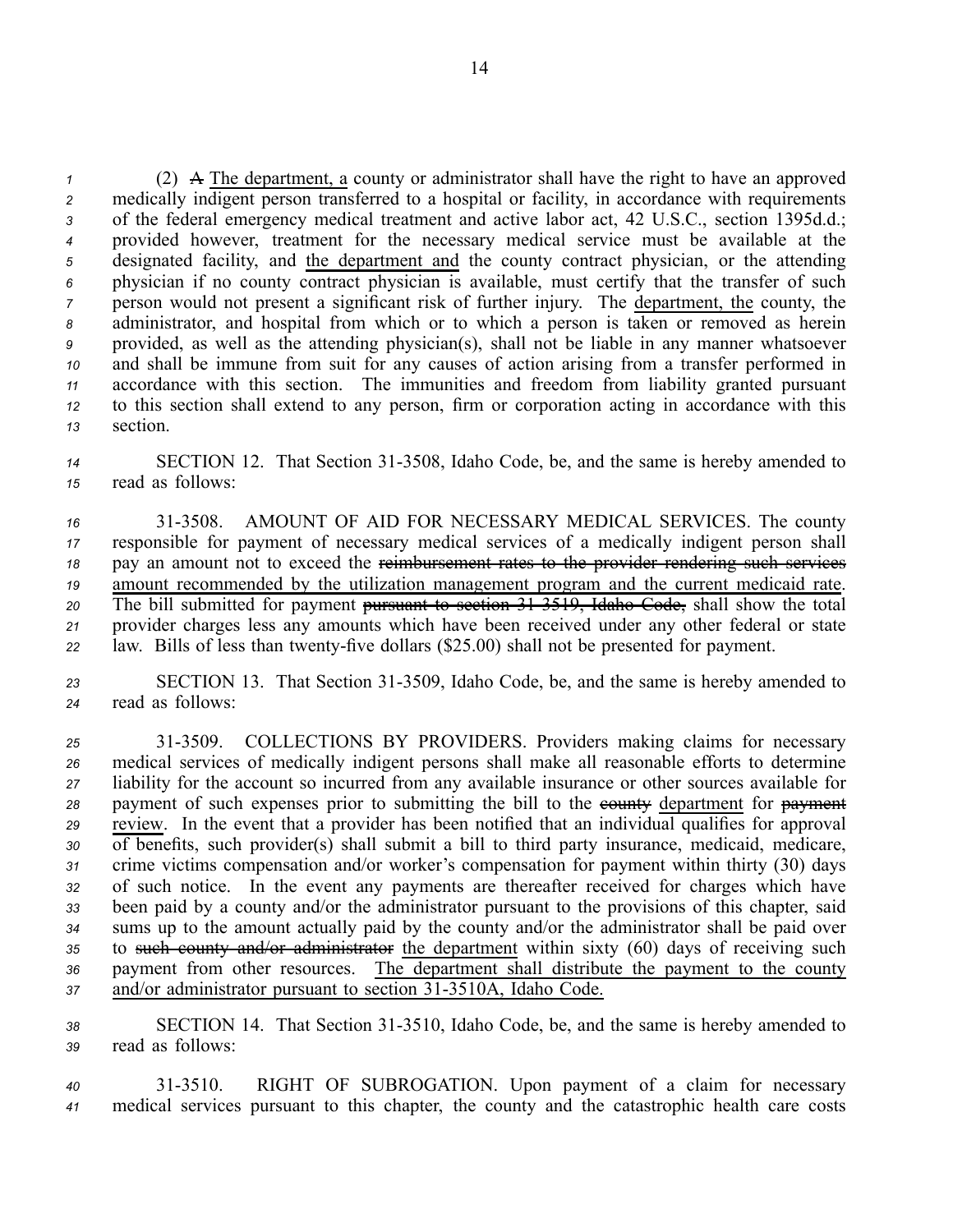(2) ~~A~~ The department, a county or administrator shall have the right to have an approved medically indigent person transferred to a hospital or facility, in accordance with requirements of the federal emergency medical treatment and active labor act, 42 U.S.C., section 1395d.d.; provided however, treatment for the necessary medical service must be available at the designated facility, and the department and the county contract physician, or the attending physician if no county contract physician is available, must certify that the transfer of such person would not present a significant risk of further injury. The department, the county, the administrator, and hospital from which or to which a person is taken or removed as herein provided, as well as the attending physician(s), shall not be liable in any manner whatsoever and shall be immune from suit for any causes of action arising from a transfer performed in accordance with this section. The immunities and freedom from liability granted pursuant to this section shall extend to any person, firm or corporation acting in accordance with this section.

SECTION 12. That Section 31-3508, Idaho Code, be, and the same is hereby amended to read as follows:

31-3508. AMOUNT OF AID FOR NECESSARY MEDICAL SERVICES. The county responsible for payment of necessary medical services of a medically indigent person shall pay an amount not to exceed the ~~reimbursement rates to the provider rendering such services~~ amount recommended by the utilization management program and the current medicaid rate. The bill submitted for payment ~~pursuant to section 31-3519, Idaho Code,~~ shall show the total provider charges less any amounts which have been received under any other federal or state law. Bills of less than twenty-five dollars ($25.00) shall not be presented for payment.

SECTION 13. That Section 31-3509, Idaho Code, be, and the same is hereby amended to read as follows:

31-3509. COLLECTIONS BY PROVIDERS. Providers making claims for necessary medical services of medically indigent persons shall make all reasonable efforts to determine liability for the account so incurred from any available insurance or other sources available for payment of such expenses prior to submitting the bill to the ~~county~~ department for ~~payment~~ review. In the event that a provider has been notified that an individual qualifies for approval of benefits, such provider(s) shall submit a bill to third party insurance, medicaid, medicare, crime victims compensation and/or worker's compensation for payment within thirty (30) days of such notice. In the event any payments are thereafter received for charges which have been paid by a county and/or the administrator pursuant to the provisions of this chapter, said sums up to the amount actually paid by the county and/or the administrator shall be paid over to ~~such county and/or administrator~~ the department within sixty (60) days of receiving such payment from other resources. The department shall distribute the payment to the county and/or administrator pursuant to section 31-3510A, Idaho Code.

SECTION 14. That Section 31-3510, Idaho Code, be, and the same is hereby amended to read as follows:

31-3510. RIGHT OF SUBROGATION. Upon payment of a claim for necessary medical services pursuant to this chapter, the county and the catastrophic health care costs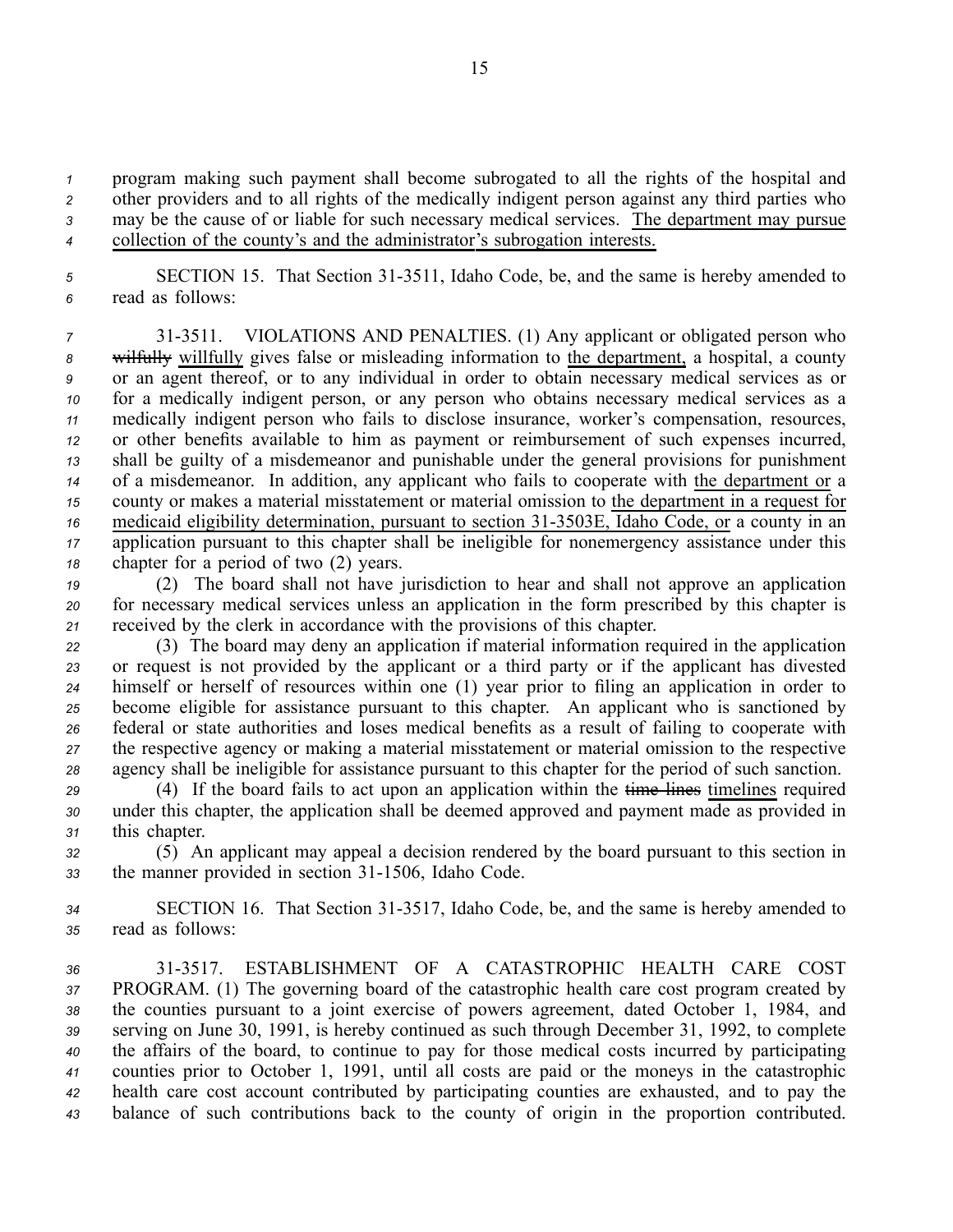program making such payment shall become subrogated to all the rights of the hospital and other providers and to all rights of the medically indigent person against any third parties who may be the cause of or liable for such necessary medical services. The department may pursue collection of the county's and the administrator's subrogation interests.

SECTION 15. That Section 31-3511, Idaho Code, be, and the same is hereby amended to read as follows:

31-3511. VIOLATIONS AND PENALTIES. (1) Any applicant or obligated person who ~~wilfully~~ willfully gives false or misleading information to the department, a hospital, a county or an agent thereof, or to any individual in order to obtain necessary medical services as or for a medically indigent person, or any person who obtains necessary medical services as a medically indigent person who fails to disclose insurance, worker's compensation, resources, or other benefits available to him as payment or reimbursement of such expenses incurred, shall be guilty of a misdemeanor and punishable under the general provisions for punishment of a misdemeanor. In addition, any applicant who fails to cooperate with the department or a county or makes a material misstatement or material omission to the department in a request for medicaid eligibility determination, pursuant to section 31-3503E, Idaho Code, or a county in an application pursuant to this chapter shall be ineligible for nonemergency assistance under this chapter for a period of two (2) years.

(2) The board shall not have jurisdiction to hear and shall not approve an application for necessary medical services unless an application in the form prescribed by this chapter is received by the clerk in accordance with the provisions of this chapter.

(3) The board may deny an application if material information required in the application or request is not provided by the applicant or a third party or if the applicant has divested himself or herself of resources within one (1) year prior to filing an application in order to become eligible for assistance pursuant to this chapter. An applicant who is sanctioned by federal or state authorities and loses medical benefits as a result of failing to cooperate with the respective agency or making a material misstatement or material omission to the respective agency shall be ineligible for assistance pursuant to this chapter for the period of such sanction.

(4) If the board fails to act upon an application within the ~~time lines~~ timelines required under this chapter, the application shall be deemed approved and payment made as provided in this chapter.

(5) An applicant may appeal a decision rendered by the board pursuant to this section in the manner provided in section 31-1506, Idaho Code.

SECTION 16. That Section 31-3517, Idaho Code, be, and the same is hereby amended to read as follows:

31-3517. ESTABLISHMENT OF A CATASTROPHIC HEALTH CARE COST PROGRAM. (1) The governing board of the catastrophic health care cost program created by the counties pursuant to a joint exercise of powers agreement, dated October 1, 1984, and serving on June 30, 1991, is hereby continued as such through December 31, 1992, to complete the affairs of the board, to continue to pay for those medical costs incurred by participating counties prior to October 1, 1991, until all costs are paid or the moneys in the catastrophic health care cost account contributed by participating counties are exhausted, and to pay the balance of such contributions back to the county of origin in the proportion contributed.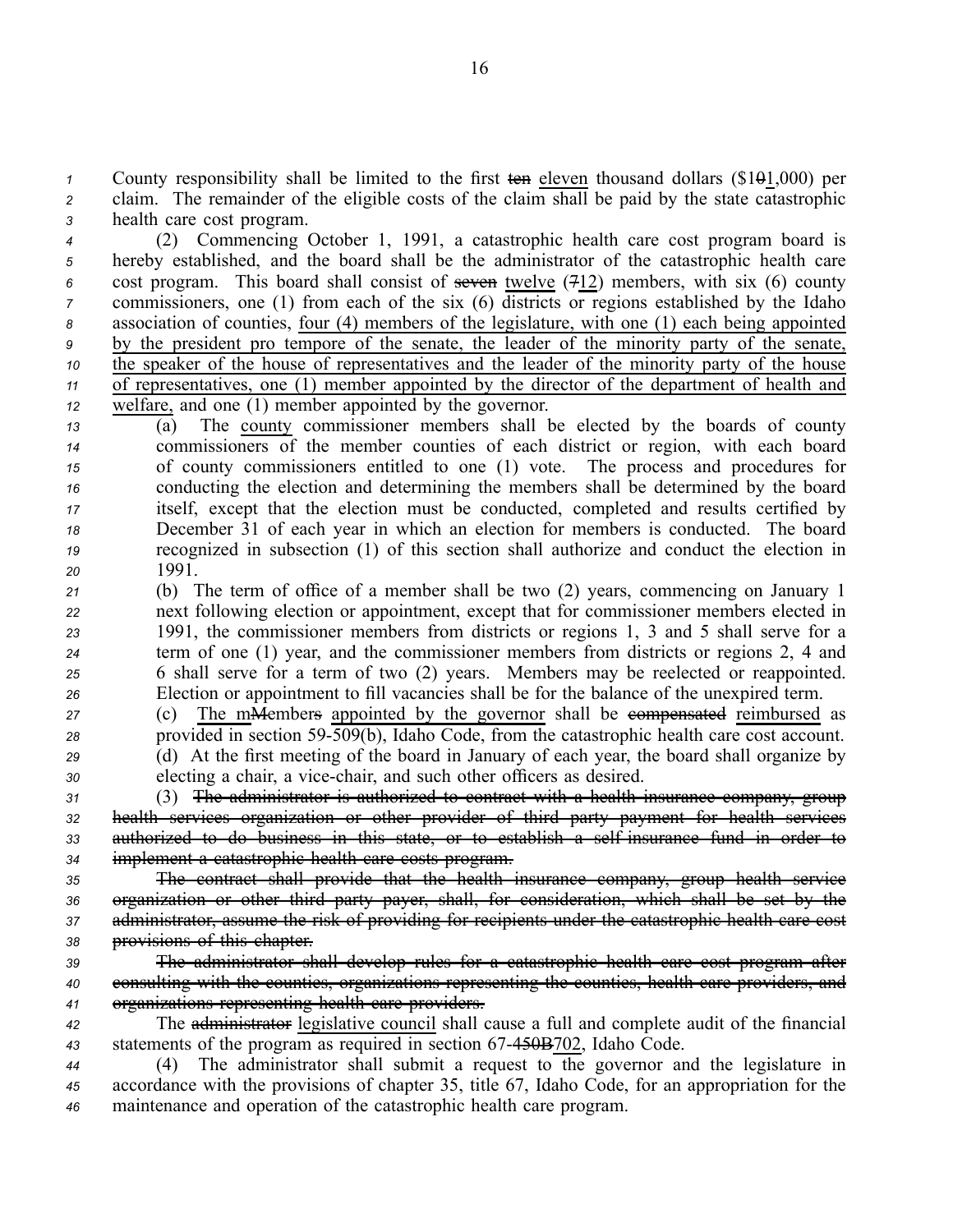County responsibility shall be limited to the first ~~ten~~ eleven thousand dollars ($1~~0~~1,000) per claim. The remainder of the eligible costs of the claim shall be paid by the state catastrophic health care cost program.

(2) Commencing October 1, 1991, a catastrophic health care cost program board is hereby established, and the board shall be the administrator of the catastrophic health care cost program. This board shall consist of ~~seven~~ twelve (~~7~~12) members, with six (6) county commissioners, one (1) from each of the six (6) districts or regions established by the Idaho association of counties, four (4) members of the legislature, with one (1) each being appointed by the president pro tempore of the senate, the leader of the minority party of the senate, the speaker of the house of representatives and the leader of the minority party of the house of representatives, one (1) member appointed by the director of the department of health and welfare, and one (1) member appointed by the governor.

(a) The county commissioner members shall be elected by the boards of county commissioners of the member counties of each district or region, with each board of county commissioners entitled to one (1) vote. The process and procedures for conducting the election and determining the members shall be determined by the board itself, except that the election must be conducted, completed and results certified by December 31 of each year in which an election for members is conducted. The board recognized in subsection (1) of this section shall authorize and conduct the election in 1991.

(b) The term of office of a member shall be two (2) years, commencing on January 1 next following election or appointment, except that for commissioner members elected in 1991, the commissioner members from districts or regions 1, 3 and 5 shall serve for a term of one (1) year, and the commissioner members from districts or regions 2, 4 and 6 shall serve for a term of two (2) years. Members may be reelected or reappointed. Election or appointment to fill vacancies shall be for the balance of the unexpired term.

(c) The m~~M~~ember~~s~~ appointed by the governor shall be ~~compensated~~ reimbursed as provided in section 59-509(b), Idaho Code, from the catastrophic health care cost account.

(d) At the first meeting of the board in January of each year, the board shall organize by electing a chair, a vice-chair, and such other officers as desired.

(3) ~~The administrator is authorized to contract with a health insurance company, group health services organization or other provider of third party payment for health services authorized to do business in this state, or to establish a self-insurance fund in order to implement a catastrophic health care costs program.~~

~~The contract shall provide that the health insurance company, group health service organization or other third party payer, shall, for consideration, which shall be set by the administrator, assume the risk of providing for recipients under the catastrophic health care cost provisions of this chapter.~~

~~The administrator shall develop rules for a catastrophic health care cost program after consulting with the counties, organizations representing the counties, health care providers, and organizations representing health care providers.~~

The ~~administrator~~ legislative council shall cause a full and complete audit of the financial statements of the program as required in section 67-~~450B~~702, Idaho Code.

(4) The administrator shall submit a request to the governor and the legislature in accordance with the provisions of chapter 35, title 67, Idaho Code, for an appropriation for the maintenance and operation of the catastrophic health care program.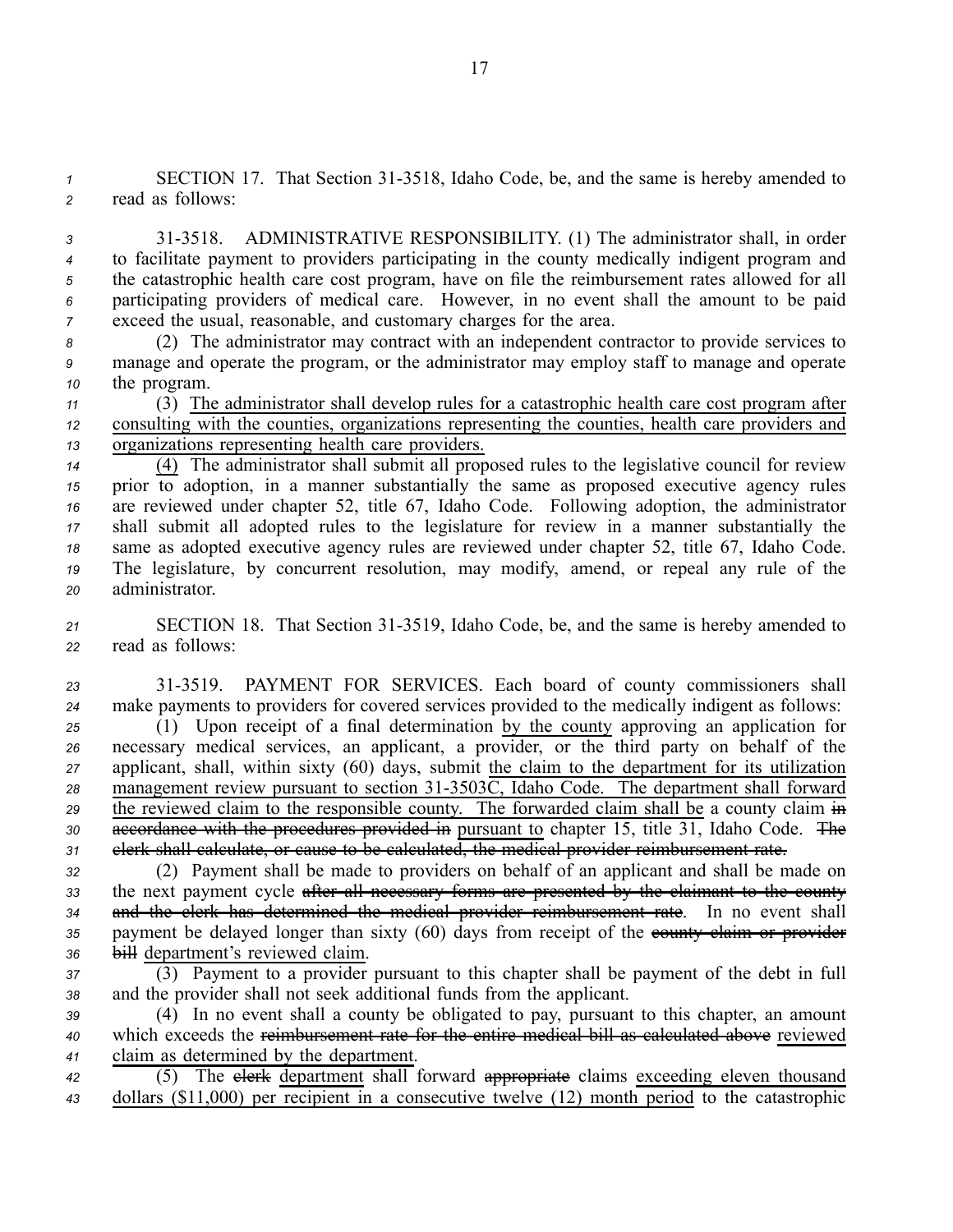SECTION 17. That Section 31-3518, Idaho Code, be, and the same is hereby amended to read as follows:

31-3518. ADMINISTRATIVE RESPONSIBILITY. (1) The administrator shall, in order to facilitate payment to providers participating in the county medically indigent program and the catastrophic health care cost program, have on file the reimbursement rates allowed for all participating providers of medical care. However, in no event shall the amount to be paid exceed the usual, reasonable, and customary charges for the area.

(2) The administrator may contract with an independent contractor to provide services to manage and operate the program, or the administrator may employ staff to manage and operate the program.

(3) The administrator shall develop rules for a catastrophic health care cost program after consulting with the counties, organizations representing the counties, health care providers and organizations representing health care providers.

(4) The administrator shall submit all proposed rules to the legislative council for review prior to adoption, in a manner substantially the same as proposed executive agency rules are reviewed under chapter 52, title 67, Idaho Code. Following adoption, the administrator shall submit all adopted rules to the legislature for review in a manner substantially the same as adopted executive agency rules are reviewed under chapter 52, title 67, Idaho Code. The legislature, by concurrent resolution, may modify, amend, or repeal any rule of the administrator.

SECTION 18. That Section 31-3519, Idaho Code, be, and the same is hereby amended to read as follows:

31-3519. PAYMENT FOR SERVICES. Each board of county commissioners shall make payments to providers for covered services provided to the medically indigent as follows:

(1) Upon receipt of a final determination by the county approving an application for necessary medical services, an applicant, a provider, or the third party on behalf of the applicant, shall, within sixty (60) days, submit the claim to the department for its utilization management review pursuant to section 31-3503C, Idaho Code. The department shall forward the reviewed claim to the responsible county. The forwarded claim shall be a county claim ~~in accordance with the procedures provided in~~ pursuant to chapter 15, title 31, Idaho Code. ~~The clerk shall calculate, or cause to be calculated, the medical provider reimbursement rate.~~

(2) Payment shall be made to providers on behalf of an applicant and shall be made on the next payment cycle ~~after all necessary forms are presented by the claimant to the county and the clerk has determined the medical provider reimbursement rate~~. In no event shall payment be delayed longer than sixty (60) days from receipt of the ~~county claim or provider bill~~ department's reviewed claim.

(3) Payment to a provider pursuant to this chapter shall be payment of the debt in full and the provider shall not seek additional funds from the applicant.

(4) In no event shall a county be obligated to pay, pursuant to this chapter, an amount which exceeds the ~~reimbursement rate for the entire medical bill as calculated above~~ reviewed claim as determined by the department.

(5) The ~~clerk~~ department shall forward ~~appropriate~~ claims exceeding eleven thousand dollars ($11,000) per recipient in a consecutive twelve (12) month period to the catastrophic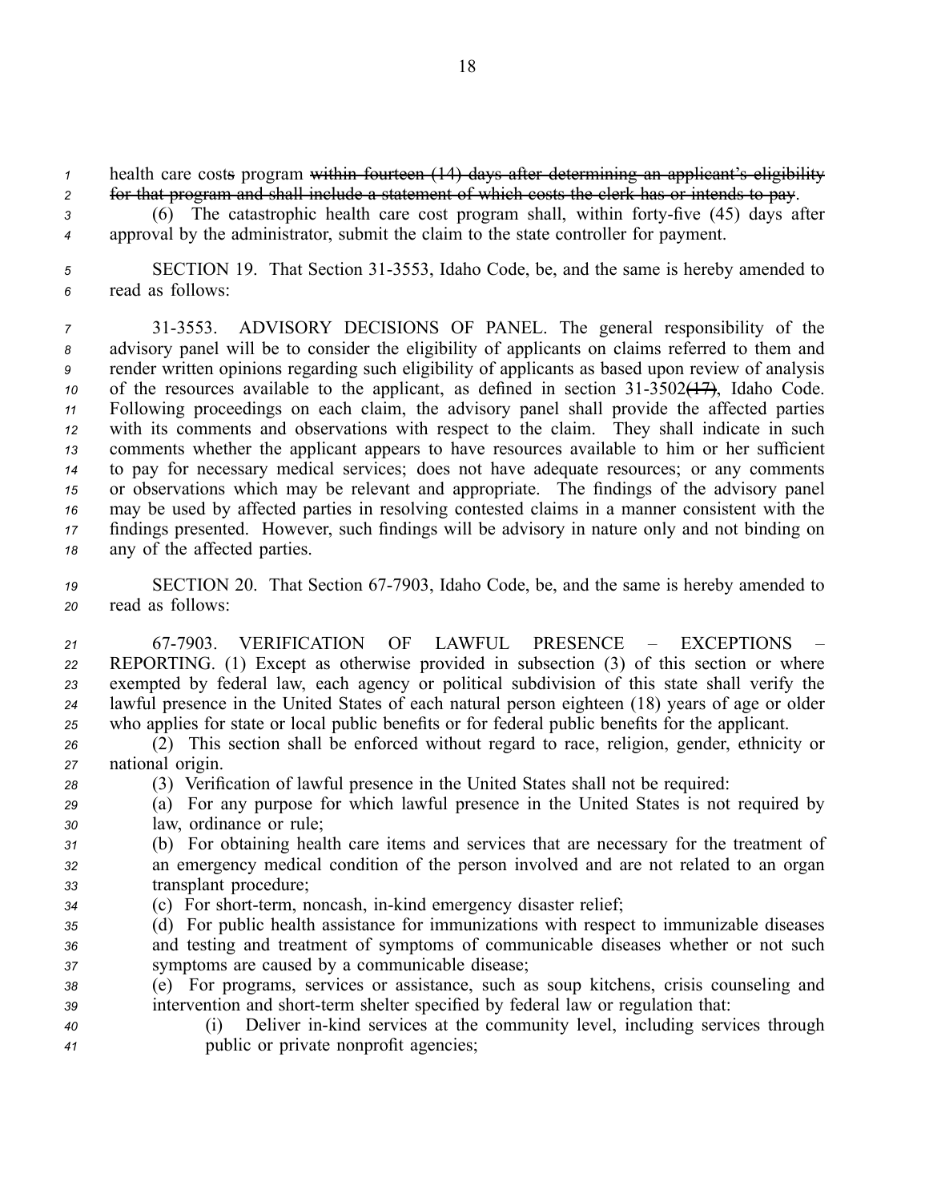health care costs program ~~within fourteen (14) days after determining an applicant's eligibility for that program and shall include a statement of which costs the clerk has or intends to pay~~.

(6) The catastrophic health care cost program shall, within forty-five (45) days after approval by the administrator, submit the claim to the state controller for payment.

SECTION 19. That Section 31-3553, Idaho Code, be, and the same is hereby amended to read as follows:

31-3553. ADVISORY DECISIONS OF PANEL. The general responsibility of the advisory panel will be to consider the eligibility of applicants on claims referred to them and render written opinions regarding such eligibility of applicants as based upon review of analysis of the resources available to the applicant, as defined in section 31-3502~~(17)~~, Idaho Code. Following proceedings on each claim, the advisory panel shall provide the affected parties with its comments and observations with respect to the claim. They shall indicate in such comments whether the applicant appears to have resources available to him or her sufficient to pay for necessary medical services; does not have adequate resources; or any comments or observations which may be relevant and appropriate. The findings of the advisory panel may be used by affected parties in resolving contested claims in a manner consistent with the findings presented. However, such findings will be advisory in nature only and not binding on any of the affected parties.

SECTION 20. That Section 67-7903, Idaho Code, be, and the same is hereby amended to read as follows:

67-7903. VERIFICATION OF LAWFUL PRESENCE – EXCEPTIONS – REPORTING. (1) Except as otherwise provided in subsection (3) of this section or where exempted by federal law, each agency or political subdivision of this state shall verify the lawful presence in the United States of each natural person eighteen (18) years of age or older who applies for state or local public benefits or for federal public benefits for the applicant.

(2) This section shall be enforced without regard to race, religion, gender, ethnicity or national origin.

(3) Verification of lawful presence in the United States shall not be required:

(a) For any purpose for which lawful presence in the United States is not required by law, ordinance or rule;

(b) For obtaining health care items and services that are necessary for the treatment of an emergency medical condition of the person involved and are not related to an organ transplant procedure;

(c) For short-term, noncash, in-kind emergency disaster relief;

(d) For public health assistance for immunizations with respect to immunizable diseases and testing and treatment of symptoms of communicable diseases whether or not such symptoms are caused by a communicable disease;

(e) For programs, services or assistance, such as soup kitchens, crisis counseling and intervention and short-term shelter specified by federal law or regulation that:

(i) Deliver in-kind services at the community level, including services through public or private nonprofit agencies;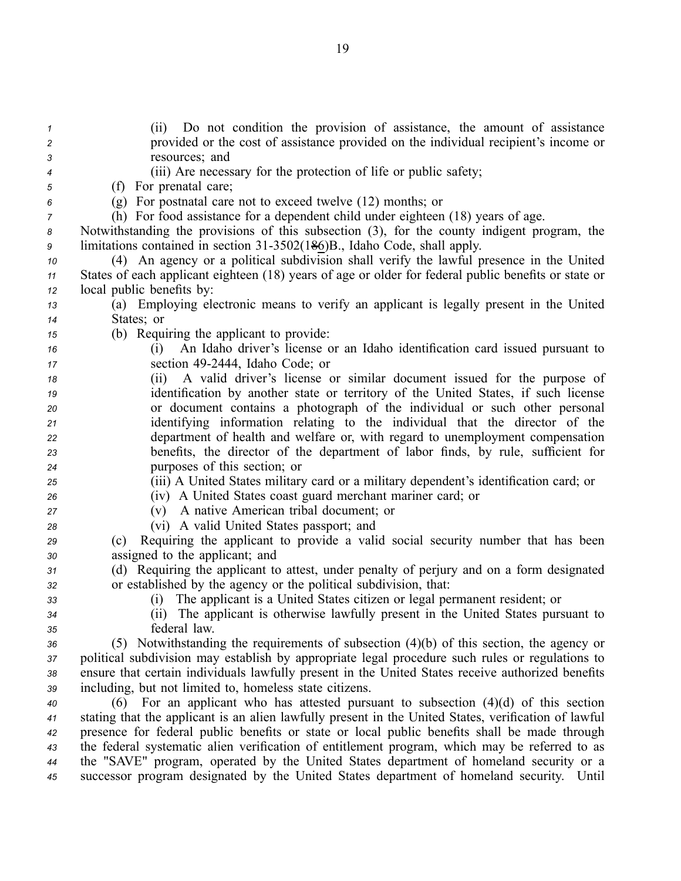(ii) Do not condition the provision of assistance, the amount of assistance provided or the cost of assistance provided on the individual recipient's income or resources; and

(iii) Are necessary for the protection of life or public safety;

(f) For prenatal care;

(g) For postnatal care not to exceed twelve (12) months; or

(h) For food assistance for a dependent child under eighteen (18) years of age.

Notwithstanding the provisions of this subsection (3), for the county indigent program, the limitations contained in section 31-3502(1~~8~~6)B., Idaho Code, shall apply.

(4) An agency or a political subdivision shall verify the lawful presence in the United States of each applicant eighteen (18) years of age or older for federal public benefits or state or local public benefits by:

(a) Employing electronic means to verify an applicant is legally present in the United States; or

(b) Requiring the applicant to provide:

(i) An Idaho driver's license or an Idaho identification card issued pursuant to section 49-2444, Idaho Code; or

(ii) A valid driver's license or similar document issued for the purpose of identification by another state or territory of the United States, if such license or document contains a photograph of the individual or such other personal identifying information relating to the individual that the director of the department of health and welfare or, with regard to unemployment compensation benefits, the director of the department of labor finds, by rule, sufficient for purposes of this section; or

(iii) A United States military card or a military dependent's identification card; or

(iv) A United States coast guard merchant mariner card; or

(v) A native American tribal document; or

(vi) A valid United States passport; and

(c) Requiring the applicant to provide a valid social security number that has been assigned to the applicant; and

(d) Requiring the applicant to attest, under penalty of perjury and on a form designated or established by the agency or the political subdivision, that:

(i) The applicant is a United States citizen or legal permanent resident; or

(ii) The applicant is otherwise lawfully present in the United States pursuant to federal law.

(5) Notwithstanding the requirements of subsection (4)(b) of this section, the agency or political subdivision may establish by appropriate legal procedure such rules or regulations to ensure that certain individuals lawfully present in the United States receive authorized benefits including, but not limited to, homeless state citizens.

(6) For an applicant who has attested pursuant to subsection (4)(d) of this section stating that the applicant is an alien lawfully present in the United States, verification of lawful presence for federal public benefits or state or local public benefits shall be made through the federal systematic alien verification of entitlement program, which may be referred to as the "SAVE" program, operated by the United States department of homeland security or a successor program designated by the United States department of homeland security. Until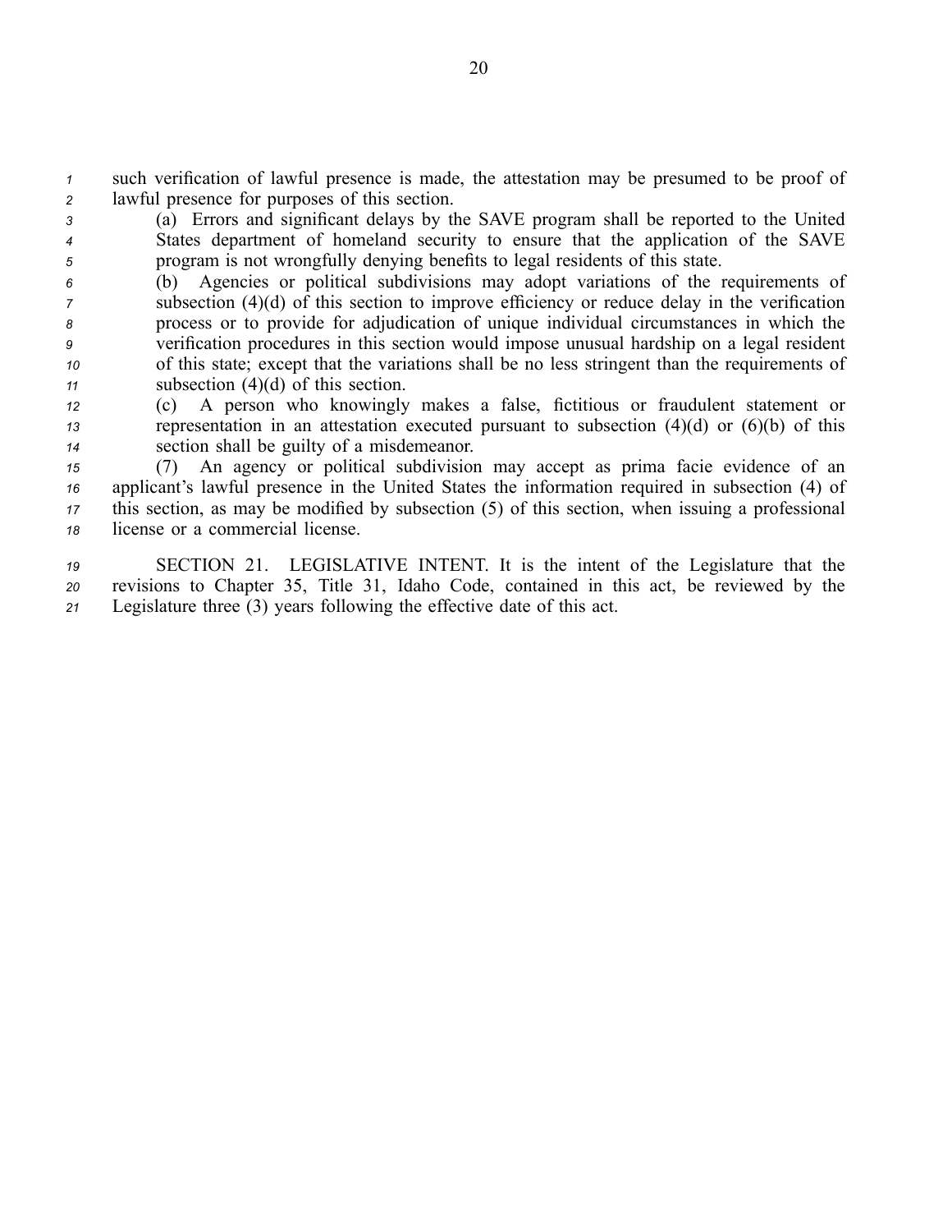such verification of lawful presence is made, the attestation may be presumed to be proof of lawful presence for purposes of this section.

(a) Errors and significant delays by the SAVE program shall be reported to the United States department of homeland security to ensure that the application of the SAVE program is not wrongfully denying benefits to legal residents of this state.

(b) Agencies or political subdivisions may adopt variations of the requirements of subsection (4)(d) of this section to improve efficiency or reduce delay in the verification process or to provide for adjudication of unique individual circumstances in which the verification procedures in this section would impose unusual hardship on a legal resident of this state; except that the variations shall be no less stringent than the requirements of subsection (4)(d) of this section.

(c) A person who knowingly makes a false, fictitious or fraudulent statement or representation in an attestation executed pursuant to subsection (4)(d) or (6)(b) of this section shall be guilty of a misdemeanor.

(7) An agency or political subdivision may accept as prima facie evidence of an applicant's lawful presence in the United States the information required in subsection (4) of this section, as may be modified by subsection (5) of this section, when issuing a professional license or a commercial license.

SECTION 21. LEGISLATIVE INTENT. It is the intent of the Legislature that the revisions to Chapter 35, Title 31, Idaho Code, contained in this act, be reviewed by the Legislature three (3) years following the effective date of this act.